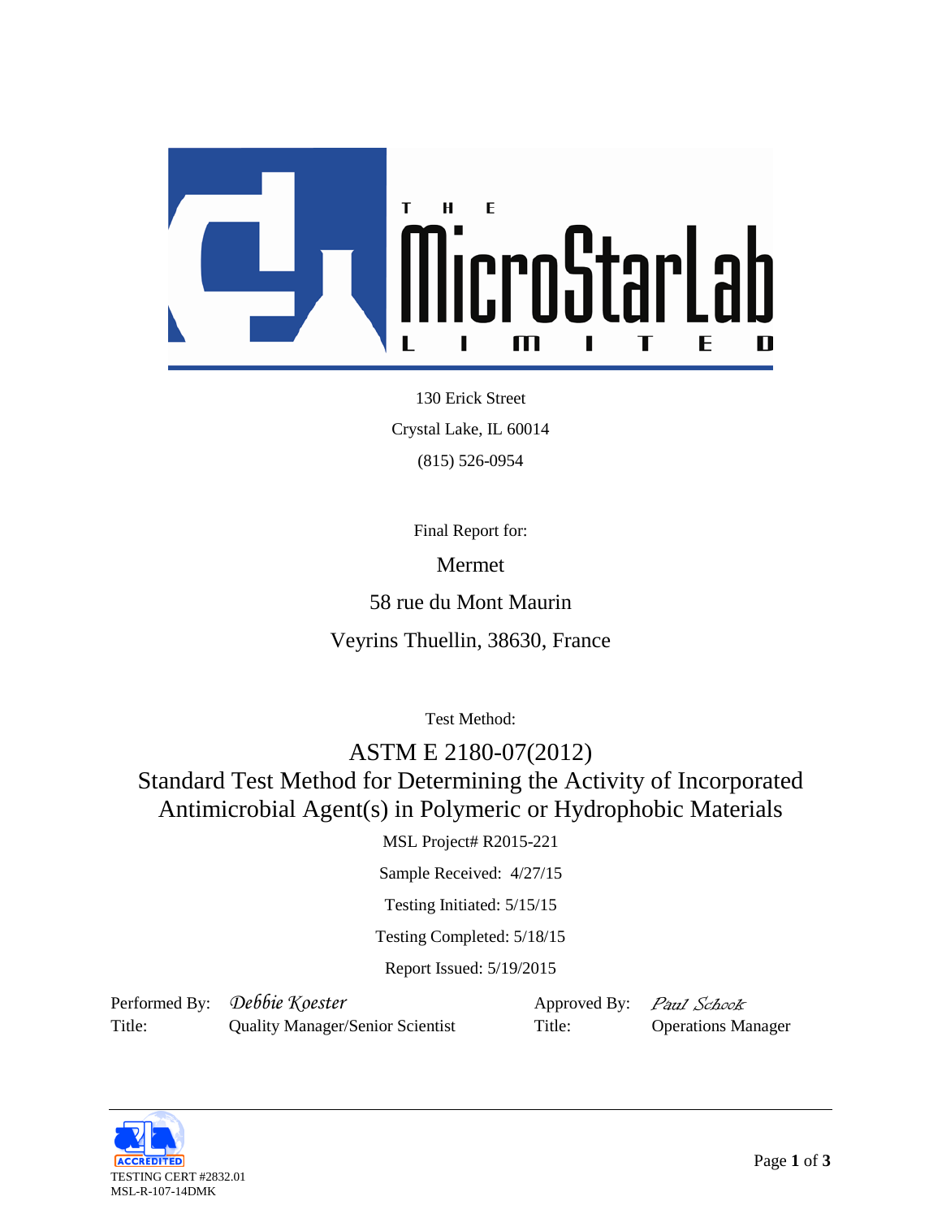THE MicroStarLab LIMITED

130 Erick Street

Crystal Lake, IL 60014

(815) 526-0954

Final Report for:

Mermet

58 rue du Mont Maurin

Veyrins Thuellin, 38630, France

Test Method:

## ASTM E 2180-07(2012)
## Standard Test Method for Determining the Activity of Incorporated Antimicrobial Agent(s) in Polymeric or Hydrophobic Materials

MSL Project# R2015-221

Sample Received: 4/27/15

Testing Initiated: 5/15/15

Testing Completed: 5/18/15

Report Issued: 5/19/2015

| | | | |
|---|---|---|---|
| Performed By: | *Debbie Koester* | Approved By: | *Paul Schook* |
| Title: | Quality Manager/Senior Scientist | Title: | Operations Manager |

ACCREDITED

TESTING CERT #2832.01

MSL-R-107-14DMK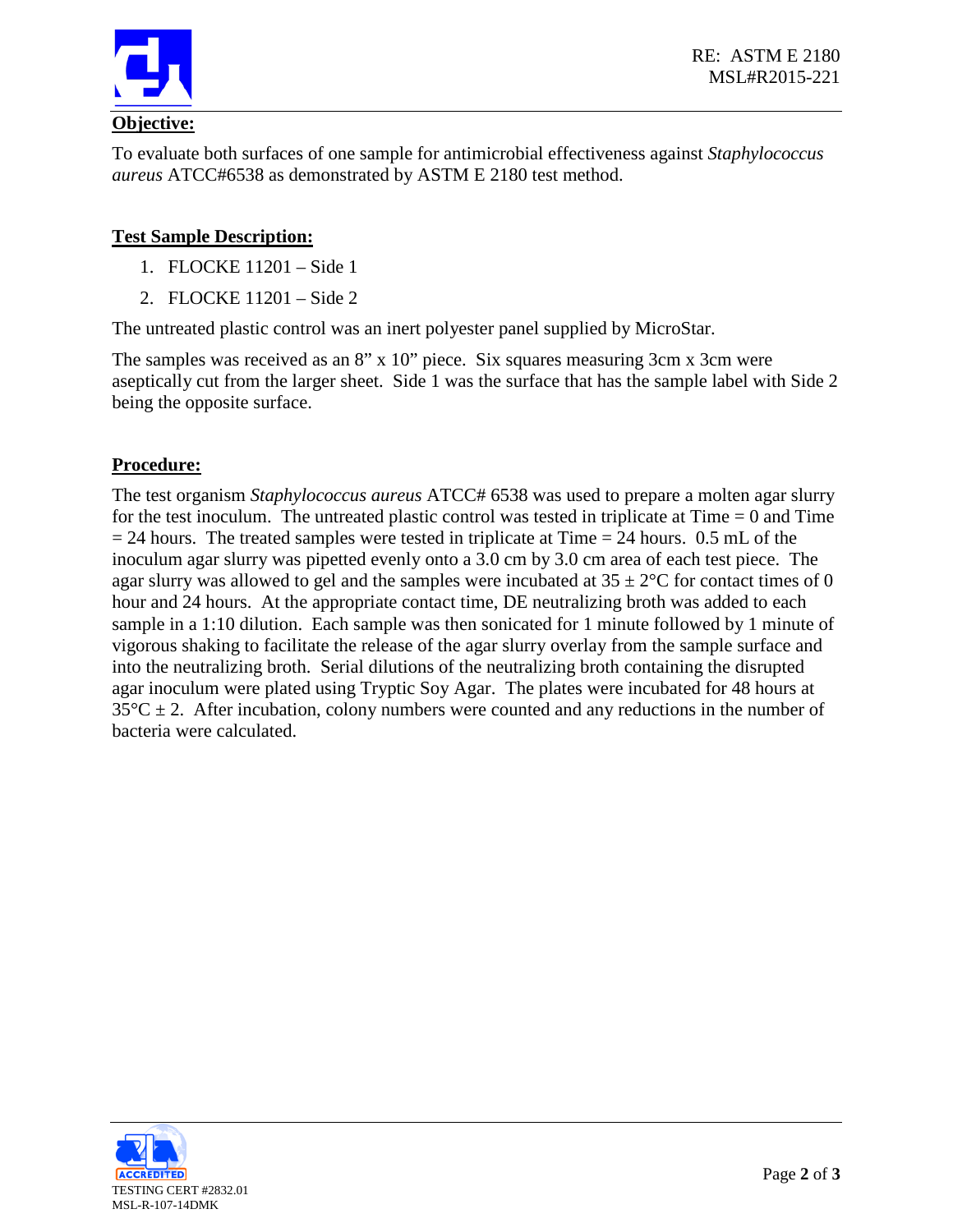**Objective:**

To evaluate both surfaces of one sample for antimicrobial effectiveness against *Staphylococcus aureus* ATCC#6538 as demonstrated by ASTM E 2180 test method.

**Test Sample Description:**

1. FLOCKE 11201 – Side 1
2. FLOCKE 11201 – Side 2

The untreated plastic control was an inert polyester panel supplied by MicroStar.

The samples was received as an 8" x 10" piece. Six squares measuring 3cm x 3cm were aseptically cut from the larger sheet. Side 1 was the surface that has the sample label with Side 2 being the opposite surface.

**Procedure:**

The test organism *Staphylococcus aureus* ATCC# 6538 was used to prepare a molten agar slurry for the test inoculum. The untreated plastic control was tested in triplicate at Time = 0 and Time = 24 hours. The treated samples were tested in triplicate at Time = 24 hours. 0.5 mL of the inoculum agar slurry was pipetted evenly onto a 3.0 cm by 3.0 cm area of each test piece. The agar slurry was allowed to gel and the samples were incubated at 35 ± 2°C for contact times of 0 hour and 24 hours. At the appropriate contact time, DE neutralizing broth was added to each sample in a 1:10 dilution. Each sample was then sonicated for 1 minute followed by 1 minute of vigorous shaking to facilitate the release of the agar slurry overlay from the sample surface and into the neutralizing broth. Serial dilutions of the neutralizing broth containing the disrupted agar inoculum were plated using Tryptic Soy Agar. The plates were incubated for 48 hours at 35°C ± 2. After incubation, colony numbers were counted and any reductions in the number of bacteria were calculated.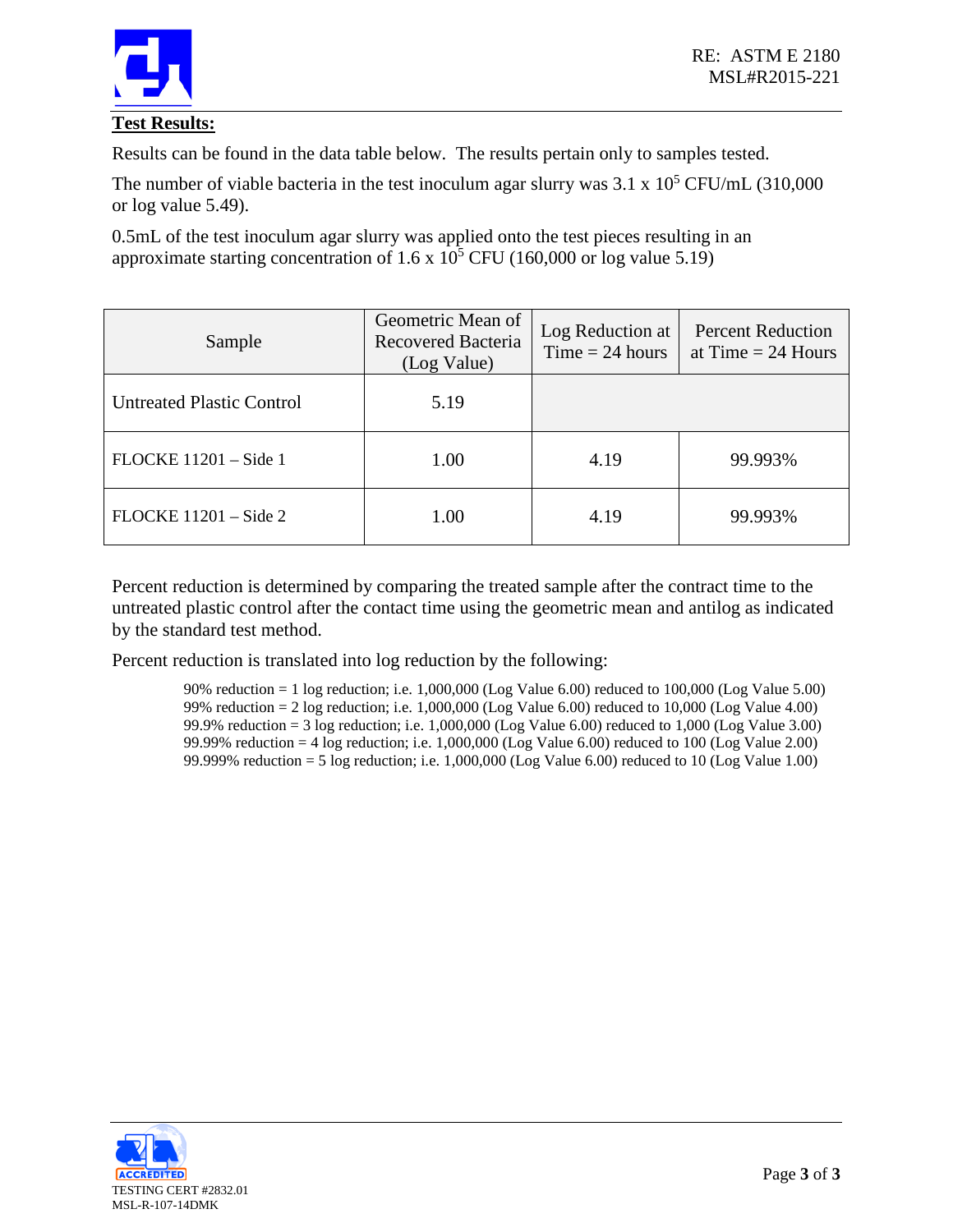**Test Results:**

Results can be found in the data table below. The results pertain only to samples tested.

The number of viable bacteria in the test inoculum agar slurry was $3.1 \times 10^5$ CFU/mL (310,000 or log value 5.49).

0.5mL of the test inoculum agar slurry was applied onto the test pieces resulting in an approximate starting concentration of $1.6 \times 10^5$ CFU (160,000 or log value 5.19)

| Sample | Geometric Mean of Recovered Bacteria (Log Value) | Log Reduction at Time = 24 hours | Percent Reduction at Time = 24 Hours |
|---|---|---|---|
| Untreated Plastic Control | 5.19 | | |
| FLOCKE 11201 – Side 1 | 1.00 | 4.19 | 99.993% |
| FLOCKE 11201 – Side 2 | 1.00 | 4.19 | 99.993% |

Percent reduction is determined by comparing the treated sample after the contract time to the untreated plastic control after the contact time using the geometric mean and antilog as indicated by the standard test method.

Percent reduction is translated into log reduction by the following:

90% reduction = 1 log reduction; i.e. 1,000,000 (Log Value 6.00) reduced to 100,000 (Log Value 5.00)
99% reduction = 2 log reduction; i.e. 1,000,000 (Log Value 6.00) reduced to 10,000 (Log Value 4.00)
99.9% reduction = 3 log reduction; i.e. 1,000,000 (Log Value 6.00) reduced to 1,000 (Log Value 3.00)
99.99% reduction = 4 log reduction; i.e. 1,000,000 (Log Value 6.00) reduced to 100 (Log Value 2.00)
99.999% reduction = 5 log reduction; i.e. 1,000,000 (Log Value 6.00) reduced to 10 (Log Value 1.00)